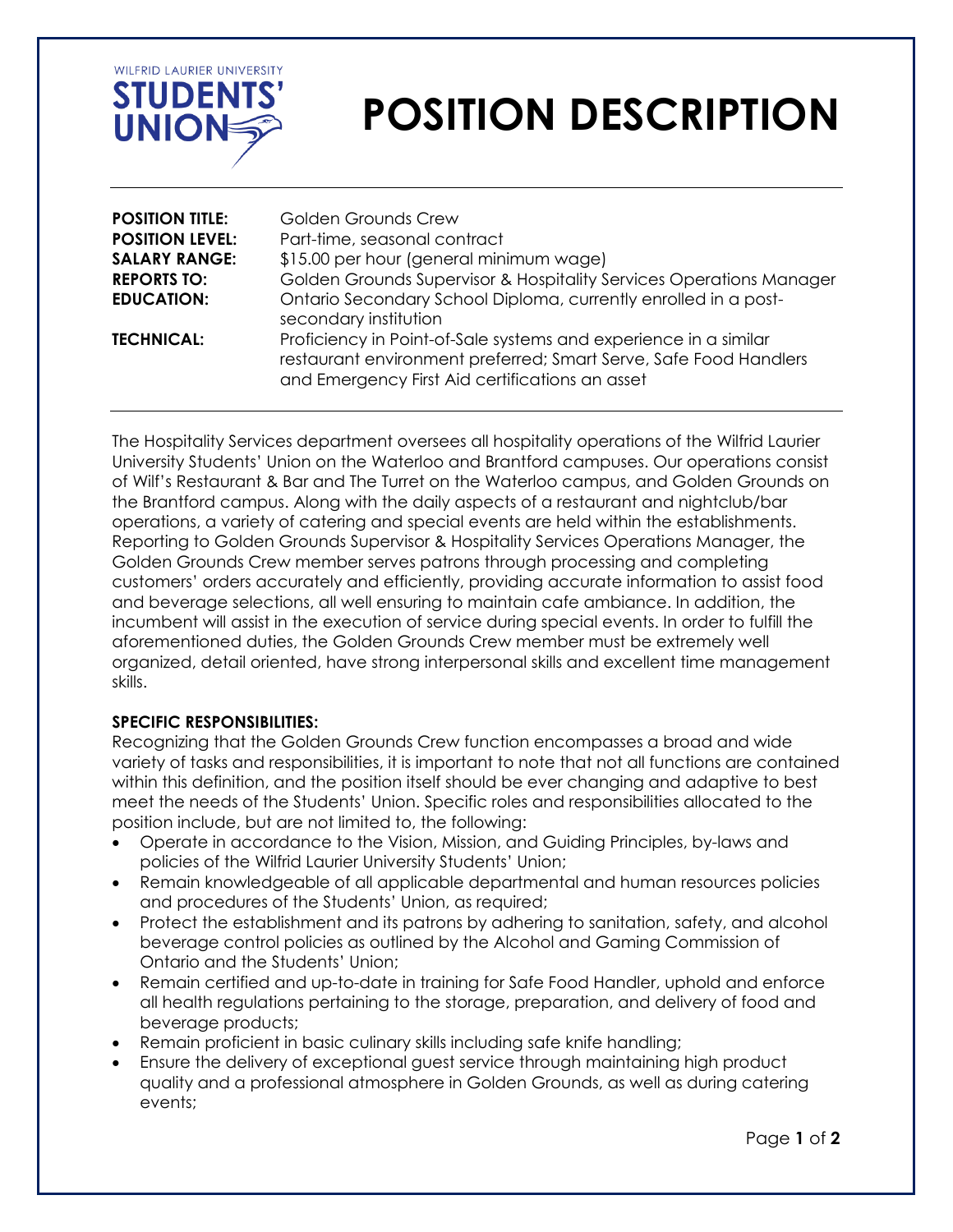WILFRID LAURIER UNIVERSITY STUDENTS' UNION

# POSITION DESCRIPTION

| | |
|---|---|
| **POSITION TITLE:** | Golden Grounds Crew |
| **POSITION LEVEL:** | Part-time, seasonal contract |
| **SALARY RANGE:** | $15.00 per hour (general minimum wage) |
| **REPORTS TO:** | Golden Grounds Supervisor & Hospitality Services Operations Manager |
| **EDUCATION:** | Ontario Secondary School Diploma, currently enrolled in a post-secondary institution |
| **TECHNICAL:** | Proficiency in Point-of-Sale systems and experience in a similar restaurant environment preferred; Smart Serve, Safe Food Handlers and Emergency First Aid certifications an asset |

The Hospitality Services department oversees all hospitality operations of the Wilfrid Laurier University Students' Union on the Waterloo and Brantford campuses. Our operations consist of Wilf's Restaurant & Bar and The Turret on the Waterloo campus, and Golden Grounds on the Brantford campus. Along with the daily aspects of a restaurant and nightclub/bar operations, a variety of catering and special events are held within the establishments. Reporting to Golden Grounds Supervisor & Hospitality Services Operations Manager, the Golden Grounds Crew member serves patrons through processing and completing customers' orders accurately and efficiently, providing accurate information to assist food and beverage selections, all well ensuring to maintain cafe ambiance. In addition, the incumbent will assist in the execution of service during special events. In order to fulfill the aforementioned duties, the Golden Grounds Crew member must be extremely well organized, detail oriented, have strong interpersonal skills and excellent time management skills.

**SPECIFIC RESPONSIBILITIES:**

Recognizing that the Golden Grounds Crew function encompasses a broad and wide variety of tasks and responsibilities, it is important to note that not all functions are contained within this definition, and the position itself should be ever changing and adaptive to best meet the needs of the Students' Union. Specific roles and responsibilities allocated to the position include, but are not limited to, the following:

- Operate in accordance to the Vision, Mission, and Guiding Principles, by-laws and policies of the Wilfrid Laurier University Students' Union;
- Remain knowledgeable of all applicable departmental and human resources policies and procedures of the Students' Union, as required;
- Protect the establishment and its patrons by adhering to sanitation, safety, and alcohol beverage control policies as outlined by the Alcohol and Gaming Commission of Ontario and the Students' Union;
- Remain certified and up-to-date in training for Safe Food Handler, uphold and enforce all health regulations pertaining to the storage, preparation, and delivery of food and beverage products;
- Remain proficient in basic culinary skills including safe knife handling;
- Ensure the delivery of exceptional guest service through maintaining high product quality and a professional atmosphere in Golden Grounds, as well as during catering events;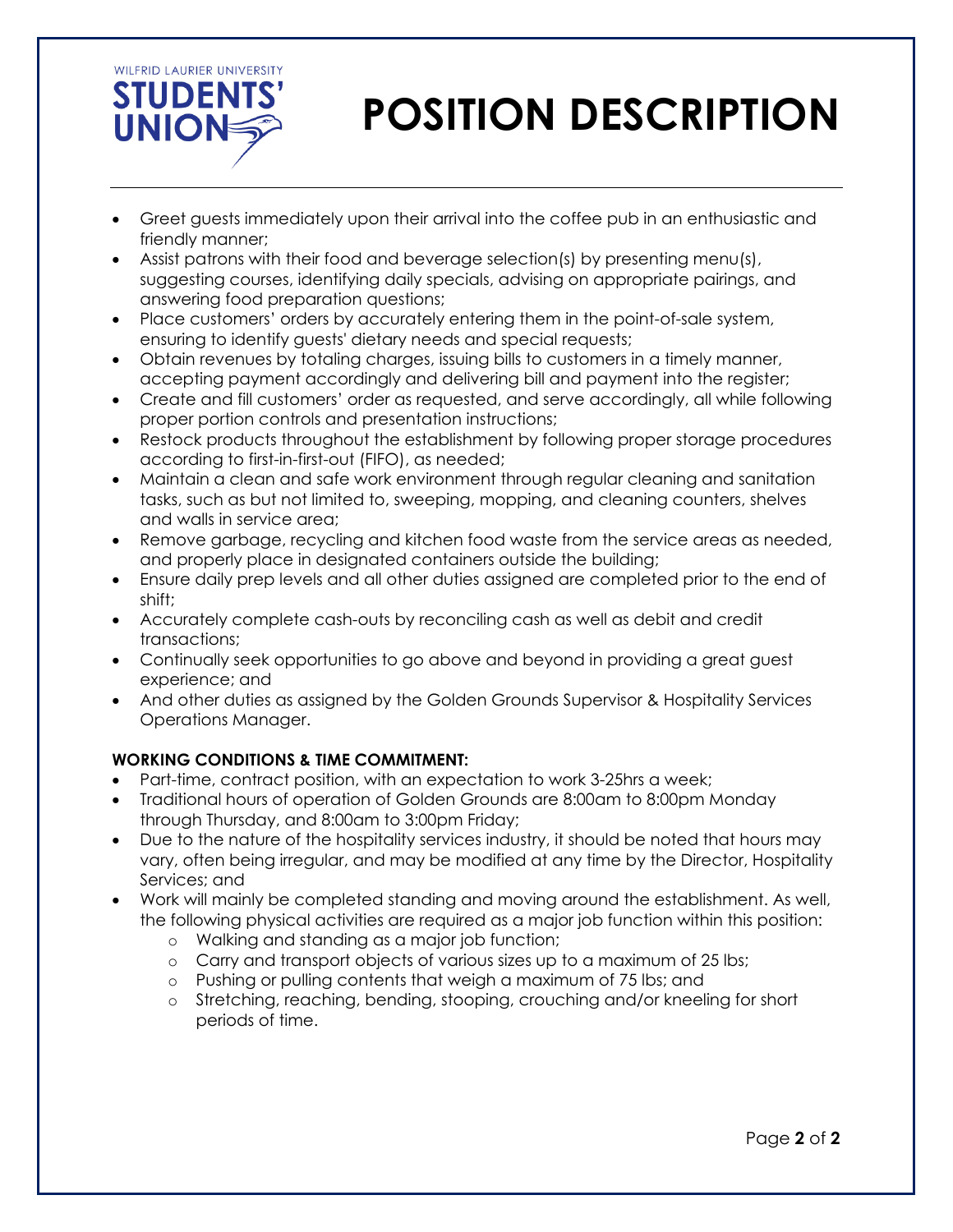- Greet guests immediately upon their arrival into the coffee pub in an enthusiastic and friendly manner;
- Assist patrons with their food and beverage selection(s) by presenting menu(s), suggesting courses, identifying daily specials, advising on appropriate pairings, and answering food preparation questions;
- Place customers' orders by accurately entering them in the point-of-sale system, ensuring to identify guests' dietary needs and special requests;
- Obtain revenues by totaling charges, issuing bills to customers in a timely manner, accepting payment accordingly and delivering bill and payment into the register;
- Create and fill customers' order as requested, and serve accordingly, all while following proper portion controls and presentation instructions;
- Restock products throughout the establishment by following proper storage procedures according to first-in-first-out (FIFO), as needed;
- Maintain a clean and safe work environment through regular cleaning and sanitation tasks, such as but not limited to, sweeping, mopping, and cleaning counters, shelves and walls in service area;
- Remove garbage, recycling and kitchen food waste from the service areas as needed, and properly place in designated containers outside the building;
- Ensure daily prep levels and all other duties assigned are completed prior to the end of shift;
- Accurately complete cash-outs by reconciling cash as well as debit and credit transactions;
- Continually seek opportunities to go above and beyond in providing a great guest experience; and
- And other duties as assigned by the Golden Grounds Supervisor & Hospitality Services Operations Manager.

**WORKING CONDITIONS & TIME COMMITMENT:**

- Part-time, contract position, with an expectation to work 3-25hrs a week;
- Traditional hours of operation of Golden Grounds are 8:00am to 8:00pm Monday through Thursday, and 8:00am to 3:00pm Friday;
- Due to the nature of the hospitality services industry, it should be noted that hours may vary, often being irregular, and may be modified at any time by the Director, Hospitality Services; and
- Work will mainly be completed standing and moving around the establishment. As well, the following physical activities are required as a major job function within this position:
  - Walking and standing as a major job function;
  - Carry and transport objects of various sizes up to a maximum of 25 lbs;
  - Pushing or pulling contents that weigh a maximum of 75 lbs; and
  - Stretching, reaching, bending, stooping, crouching and/or kneeling for short periods of time.